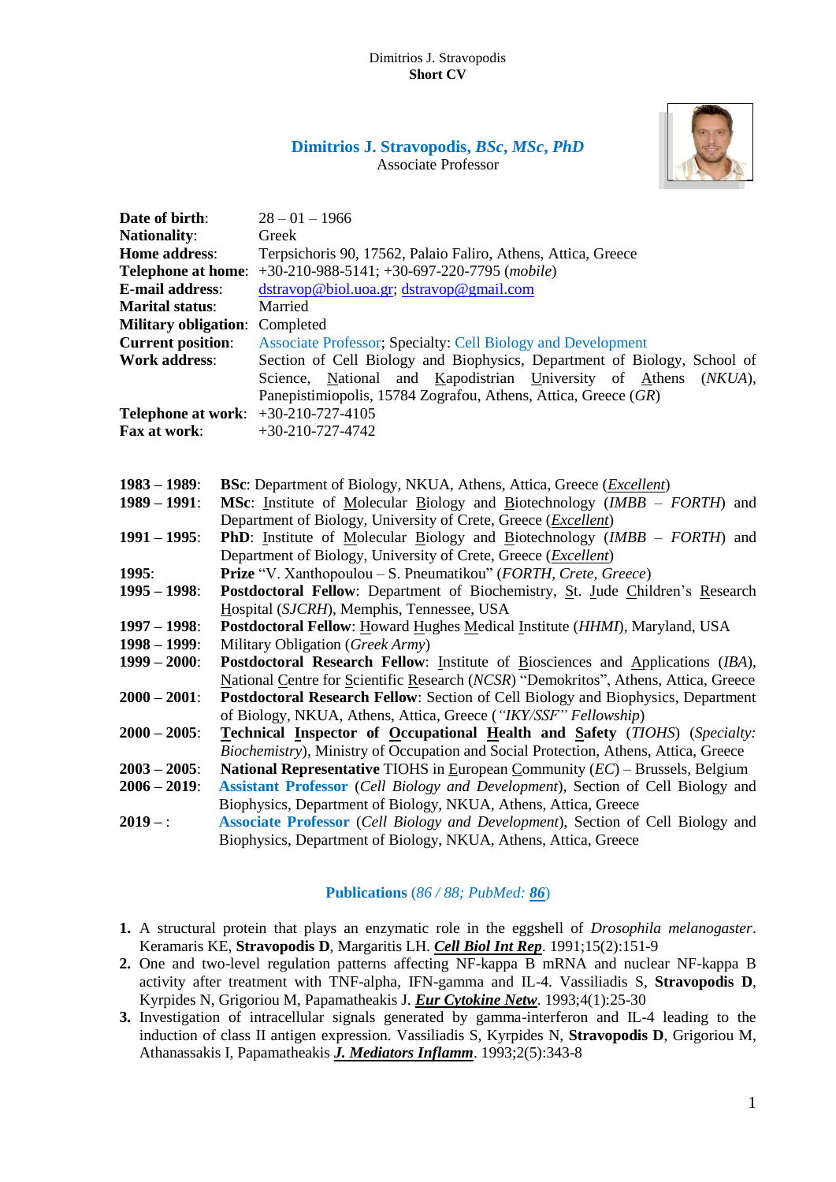Dimitrios J. Stravopodis
**Short CV**

# Dimitrios J. Stravopodis, *BSc, MSc, PhD*

Associate Professor

**Date of birth**: 28 – 01 – 1966
**Nationality**: Greek
**Home address**: Terpsichoris 90, 17562, Palaio Faliro, Athens, Attica, Greece
**Telephone at home**: +30-210-988-5141; +30-697-220-7795 (*mobile*)
**E-mail address**: dstravop@biol.uoa.gr; dstravop@gmail.com
**Marital status**: Married
**Military obligation**: Completed
**Current position**: Associate Professor; Specialty: Cell Biology and Development
**Work address**: Section of Cell Biology and Biophysics, Department of Biology, School of Science, National and Kapodistrian University of Athens (*NKUA*), Panepistimiopolis, 15784 Zografou, Athens, Attica, Greece (*GR*)
**Telephone at work**: +30-210-727-4105
**Fax at work**: +30-210-727-4742

**1983 – 1989**: **BSc**: Department of Biology, NKUA, Athens, Attica, Greece (*Excellent*)
**1989 – 1991**: **MSc**: Institute of Molecular Biology and Biotechnology (*IMBB – FORTH*) and Department of Biology, University of Crete, Greece (*Excellent*)
**1991 – 1995**: **PhD**: Institute of Molecular Biology and Biotechnology (*IMBB – FORTH*) and Department of Biology, University of Crete, Greece (*Excellent*)
**1995**: **Prize** "V. Xanthopoulou – S. Pneumatikou" (*FORTH, Crete, Greece*)
**1995 – 1998**: **Postdoctoral Fellow**: Department of Biochemistry, St. Jude Children's Research Hospital (*SJCRH*), Memphis, Tennessee, USA
**1997 – 1998**: **Postdoctoral Fellow**: Howard Hughes Medical Institute (*HHMI*), Maryland, USA
**1998 – 1999**: Military Obligation (*Greek Army*)
**1999 – 2000**: **Postdoctoral Research Fellow**: Institute of Biosciences and Applications (*IBA*), National Centre for Scientific Research (*NCSR*) "Demokritos", Athens, Attica, Greece
**2000 – 2001**: **Postdoctoral Research Fellow**: Section of Cell Biology and Biophysics, Department of Biology, NKUA, Athens, Attica, Greece (*"IKY/SSF" Fellowship*)
**2000 – 2005**: **Technical Inspector of Occupational Health and Safety** (*TIOHS*) (*Specialty: Biochemistry*), Ministry of Occupation and Social Protection, Athens, Attica, Greece
**2003 – 2005**: **National Representative** TIOHS in European Community (*EC*) – Brussels, Belgium
**2006 – 2019**: **Assistant Professor** (*Cell Biology and Development*), Section of Cell Biology and Biophysics, Department of Biology, NKUA, Athens, Attica, Greece
**2019 – :** **Associate Professor** (*Cell Biology and Development*), Section of Cell Biology and Biophysics, Department of Biology, NKUA, Athens, Attica, Greece

## Publications (*86 / 88; PubMed: 86*)

1. A structural protein that plays an enzymatic role in the eggshell of *Drosophila melanogaster*. Keramaris KE, **Stravopodis D**, Margaritis LH. ***Cell Biol Int Rep***. 1991;15(2):151-9
2. One and two-level regulation patterns affecting NF-kappa B mRNA and nuclear NF-kappa B activity after treatment with TNF-alpha, IFN-gamma and IL-4. Vassiliadis S, **Stravopodis D**, Kyrpides N, Grigoriou M, Papamatheakis J. ***Eur Cytokine Netw***. 1993;4(1):25-30
3. Investigation of intracellular signals generated by gamma-interferon and IL-4 leading to the induction of class II antigen expression. Vassiliadis S, Kyrpides N, **Stravopodis D**, Grigoriou M, Athanassakis I, Papamatheakis ***J. Mediators Inflamm***. 1993;2(5):343-8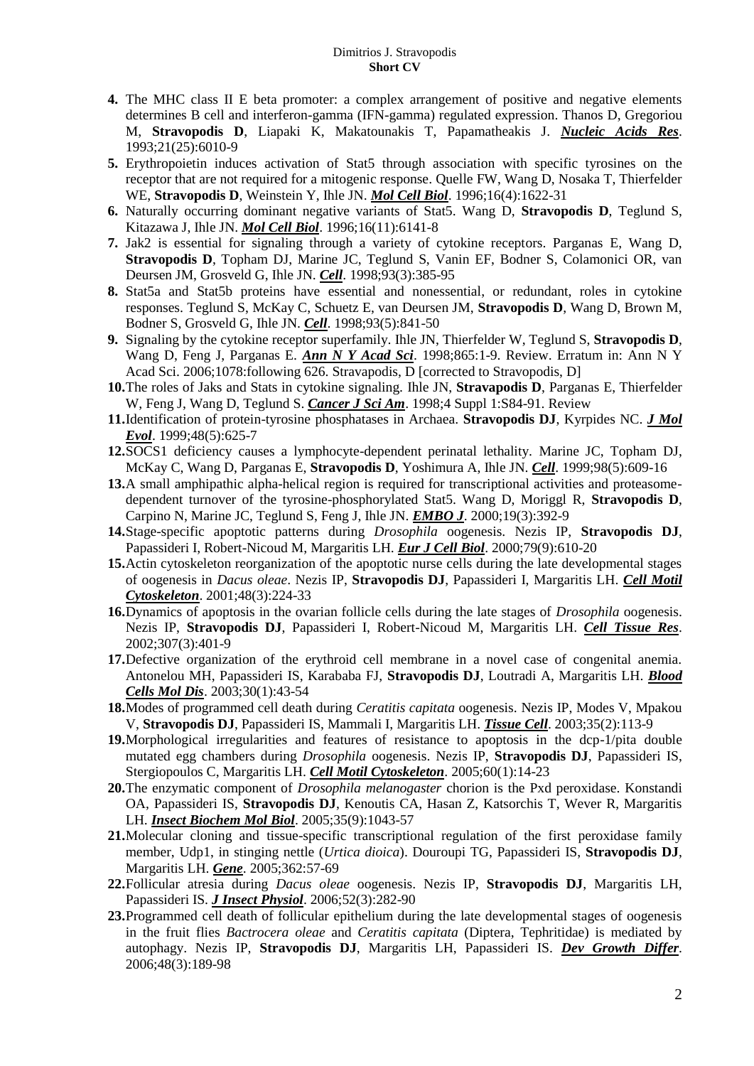4. The MHC class II E beta promoter: a complex arrangement of positive and negative elements determines B cell and interferon-gamma (IFN-gamma) regulated expression. Thanos D, Gregoriou M, **Stravopodis D**, Liapaki K, Makatounakis T, Papamatheakis J. ***Nucleic Acids Res***. 1993;21(25):6010-9
5. Erythropoietin induces activation of Stat5 through association with specific tyrosines on the receptor that are not required for a mitogenic response. Quelle FW, Wang D, Nosaka T, Thierfelder WE, **Stravopodis D**, Weinstein Y, Ihle JN. ***Mol Cell Biol***. 1996;16(4):1622-31
6. Naturally occurring dominant negative variants of Stat5. Wang D, **Stravopodis D**, Teglund S, Kitazawa J, Ihle JN. ***Mol Cell Biol***. 1996;16(11):6141-8
7. Jak2 is essential for signaling through a variety of cytokine receptors. Parganas E, Wang D, **Stravopodis D**, Topham DJ, Marine JC, Teglund S, Vanin EF, Bodner S, Colamonici OR, van Deursen JM, Grosveld G, Ihle JN. ***Cell***. 1998;93(3):385-95
8. Stat5a and Stat5b proteins have essential and nonessential, or redundant, roles in cytokine responses. Teglund S, McKay C, Schuetz E, van Deursen JM, **Stravopodis D**, Wang D, Brown M, Bodner S, Grosveld G, Ihle JN. ***Cell***. 1998;93(5):841-50
9. Signaling by the cytokine receptor superfamily. Ihle JN, Thierfelder W, Teglund S, **Stravopodis D**, Wang D, Feng J, Parganas E. ***Ann N Y Acad Sci***. 1998;865:1-9. Review. Erratum in: Ann N Y Acad Sci. 2006;1078:following 626. Stravapodis, D [corrected to Stravopodis, D]
10. The roles of Jaks and Stats in cytokine signaling. Ihle JN, **Stravapodis D**, Parganas E, Thierfelder W, Feng J, Wang D, Teglund S. ***Cancer J Sci Am***. 1998;4 Suppl 1:S84-91. Review
11. Identification of protein-tyrosine phosphatases in Archaea. **Stravopodis DJ**, Kyrpides NC. ***J Mol Evol***. 1999;48(5):625-7
12. SOCS1 deficiency causes a lymphocyte-dependent perinatal lethality. Marine JC, Topham DJ, McKay C, Wang D, Parganas E, **Stravopodis D**, Yoshimura A, Ihle JN. ***Cell***. 1999;98(5):609-16
13. A small amphipathic alpha-helical region is required for transcriptional activities and proteasome-dependent turnover of the tyrosine-phosphorylated Stat5. Wang D, Moriggl R, **Stravopodis D**, Carpino N, Marine JC, Teglund S, Feng J, Ihle JN. ***EMBO J***. 2000;19(3):392-9
14. Stage-specific apoptotic patterns during *Drosophila* oogenesis. Nezis IP, **Stravopodis DJ**, Papassideri I, Robert-Nicoud M, Margaritis LH. ***Eur J Cell Biol***. 2000;79(9):610-20
15. Actin cytoskeleton reorganization of the apoptotic nurse cells during the late developmental stages of oogenesis in *Dacus oleae*. Nezis IP, **Stravopodis DJ**, Papassideri I, Margaritis LH. ***Cell Motil Cytoskeleton***. 2001;48(3):224-33
16. Dynamics of apoptosis in the ovarian follicle cells during the late stages of *Drosophila* oogenesis. Nezis IP, **Stravopodis DJ**, Papassideri I, Robert-Nicoud M, Margaritis LH. ***Cell Tissue Res***. 2002;307(3):401-9
17. Defective organization of the erythroid cell membrane in a novel case of congenital anemia. Antonelou MH, Papassideri IS, Karababa FJ, **Stravopodis DJ**, Loutradi A, Margaritis LH. ***Blood Cells Mol Dis***. 2003;30(1):43-54
18. Modes of programmed cell death during *Ceratitis capitata* oogenesis. Nezis IP, Modes V, Mpakou V, **Stravopodis DJ**, Papassideri IS, Mammali I, Margaritis LH. ***Tissue Cell***. 2003;35(2):113-9
19. Morphological irregularities and features of resistance to apoptosis in the dcp-1/pita double mutated egg chambers during *Drosophila* oogenesis. Nezis IP, **Stravopodis DJ**, Papassideri IS, Stergiopoulos C, Margaritis LH. ***Cell Motil Cytoskeleton***. 2005;60(1):14-23
20. The enzymatic component of *Drosophila melanogaster* chorion is the Pxd peroxidase. Konstandi OA, Papassideri IS, **Stravopodis DJ**, Kenoutis CA, Hasan Z, Katsorchis T, Wever R, Margaritis LH. ***Insect Biochem Mol Biol***. 2005;35(9):1043-57
21. Molecular cloning and tissue-specific transcriptional regulation of the first peroxidase family member, Udp1, in stinging nettle (*Urtica dioica*). Douroupi TG, Papassideri IS, **Stravopodis DJ**, Margaritis LH. ***Gene***. 2005;362:57-69
22. Follicular atresia during *Dacus oleae* oogenesis. Nezis IP, **Stravopodis DJ**, Margaritis LH, Papassideri IS. ***J Insect Physiol***. 2006;52(3):282-90
23. Programmed cell death of follicular epithelium during the late developmental stages of oogenesis in the fruit flies *Bactrocera oleae* and *Ceratitis capitata* (Diptera, Tephritidae) is mediated by autophagy. Nezis IP, **Stravopodis DJ**, Margaritis LH, Papassideri IS. ***Dev Growth Differ***. 2006;48(3):189-98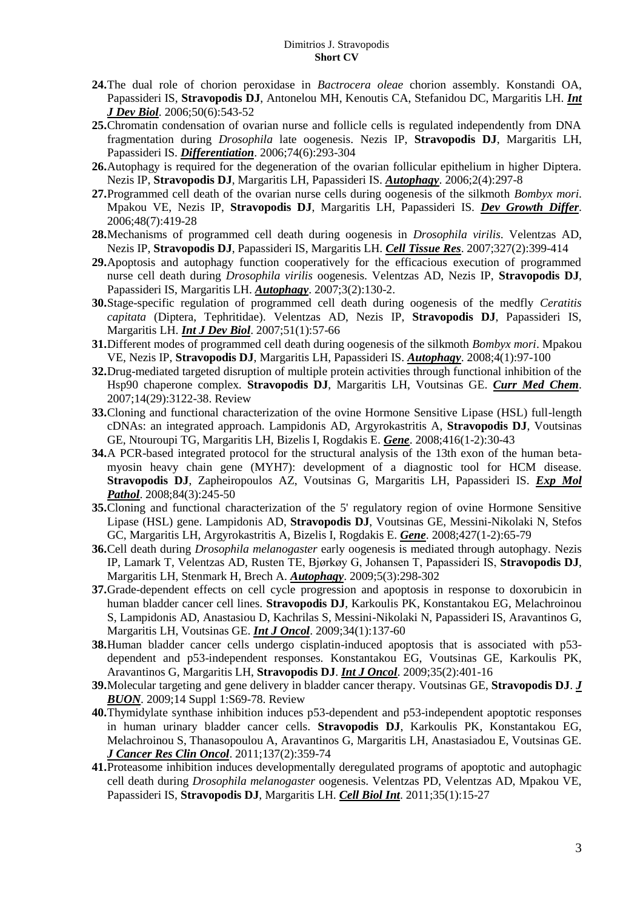24. The dual role of chorion peroxidase in *Bactrocera oleae* chorion assembly. Konstandi OA, Papassideri IS, **Stravopodis DJ**, Antonelou MH, Kenoutis CA, Stefanidou DC, Margaritis LH. ***Int J Dev Biol***. 2006;50(6):543-52
25. Chromatin condensation of ovarian nurse and follicle cells is regulated independently from DNA fragmentation during *Drosophila* late oogenesis. Nezis IP, **Stravopodis DJ**, Margaritis LH, Papassideri IS. ***Differentiation***. 2006;74(6):293-304
26. Autophagy is required for the degeneration of the ovarian follicular epithelium in higher Diptera. Nezis IP, **Stravopodis DJ**, Margaritis LH, Papassideri IS. ***Autophagy***. 2006;2(4):297-8
27. Programmed cell death of the ovarian nurse cells during oogenesis of the silkmoth *Bombyx mori*. Mpakou VE, Nezis IP, **Stravopodis DJ**, Margaritis LH, Papassideri IS. ***Dev Growth Differ***. 2006;48(7):419-28
28. Mechanisms of programmed cell death during oogenesis in *Drosophila virilis*. Velentzas AD, Nezis IP, **Stravopodis DJ**, Papassideri IS, Margaritis LH. ***Cell Tissue Res***. 2007;327(2):399-414
29. Apoptosis and autophagy function cooperatively for the efficacious execution of programmed nurse cell death during *Drosophila virilis* oogenesis. Velentzas AD, Nezis IP, **Stravopodis DJ**, Papassideri IS, Margaritis LH. ***Autophagy***. 2007;3(2):130-2.
30. Stage-specific regulation of programmed cell death during oogenesis of the medfly *Ceratitis capitata* (Diptera, Tephritidae). Velentzas AD, Nezis IP, **Stravopodis DJ**, Papassideri IS, Margaritis LH. ***Int J Dev Biol***. 2007;51(1):57-66
31. Different modes of programmed cell death during oogenesis of the silkmoth *Bombyx mori*. Mpakou VE, Nezis IP, **Stravopodis DJ**, Margaritis LH, Papassideri IS. ***Autophagy***. 2008;4(1):97-100
32. Drug-mediated targeted disruption of multiple protein activities through functional inhibition of the Hsp90 chaperone complex. **Stravopodis DJ**, Margaritis LH, Voutsinas GE. ***Curr Med Chem***. 2007;14(29):3122-38. Review
33. Cloning and functional characterization of the ovine Hormone Sensitive Lipase (HSL) full-length cDNAs: an integrated approach. Lampidonis AD, Argyrokastritis A, **Stravopodis DJ**, Voutsinas GE, Ntouroupi TG, Margaritis LH, Bizelis I, Rogdakis E. ***Gene***. 2008;416(1-2):30-43
34. A PCR-based integrated protocol for the structural analysis of the 13th exon of the human beta-myosin heavy chain gene (MYH7): development of a diagnostic tool for HCM disease. **Stravopodis DJ**, Zapheiropoulos AZ, Voutsinas G, Margaritis LH, Papassideri IS. ***Exp Mol Pathol***. 2008;84(3):245-50
35. Cloning and functional characterization of the 5' regulatory region of ovine Hormone Sensitive Lipase (HSL) gene. Lampidonis AD, **Stravopodis DJ**, Voutsinas GE, Messini-Nikolaki N, Stefos GC, Margaritis LH, Argyrokastritis A, Bizelis I, Rogdakis E. ***Gene***. 2008;427(1-2):65-79
36. Cell death during *Drosophila melanogaster* early oogenesis is mediated through autophagy. Nezis IP, Lamark T, Velentzas AD, Rusten TE, Bjørkøy G, Johansen T, Papassideri IS, **Stravopodis DJ**, Margaritis LH, Stenmark H, Brech A. ***Autophagy***. 2009;5(3):298-302
37. Grade-dependent effects on cell cycle progression and apoptosis in response to doxorubicin in human bladder cancer cell lines. **Stravopodis DJ**, Karkoulis PK, Konstantakou EG, Melachroinou S, Lampidonis AD, Anastasiou D, Kachrilas S, Messini-Nikolaki N, Papassideri IS, Aravantinos G, Margaritis LH, Voutsinas GE. ***Int J Oncol***. 2009;34(1):137-60
38. Human bladder cancer cells undergo cisplatin-induced apoptosis that is associated with p53-dependent and p53-independent responses. Konstantakou EG, Voutsinas GE, Karkoulis PK, Aravantinos G, Margaritis LH, **Stravopodis DJ**. ***Int J Oncol***. 2009;35(2):401-16
39. Molecular targeting and gene delivery in bladder cancer therapy. Voutsinas GE, **Stravopodis DJ**. ***J BUON***. 2009;14 Suppl 1:S69-78. Review
40. Thymidylate synthase inhibition induces p53-dependent and p53-independent apoptotic responses in human urinary bladder cancer cells. **Stravopodis DJ**, Karkoulis PK, Konstantakou EG, Melachroinou S, Thanasopoulou A, Aravantinos G, Margaritis LH, Anastasiadou E, Voutsinas GE. ***J Cancer Res Clin Oncol***. 2011;137(2):359-74
41. Proteasome inhibition induces developmentally deregulated programs of apoptotic and autophagic cell death during *Drosophila melanogaster* oogenesis. Velentzas PD, Velentzas AD, Mpakou VE, Papassideri IS, **Stravopodis DJ**, Margaritis LH. ***Cell Biol Int***. 2011;35(1):15-27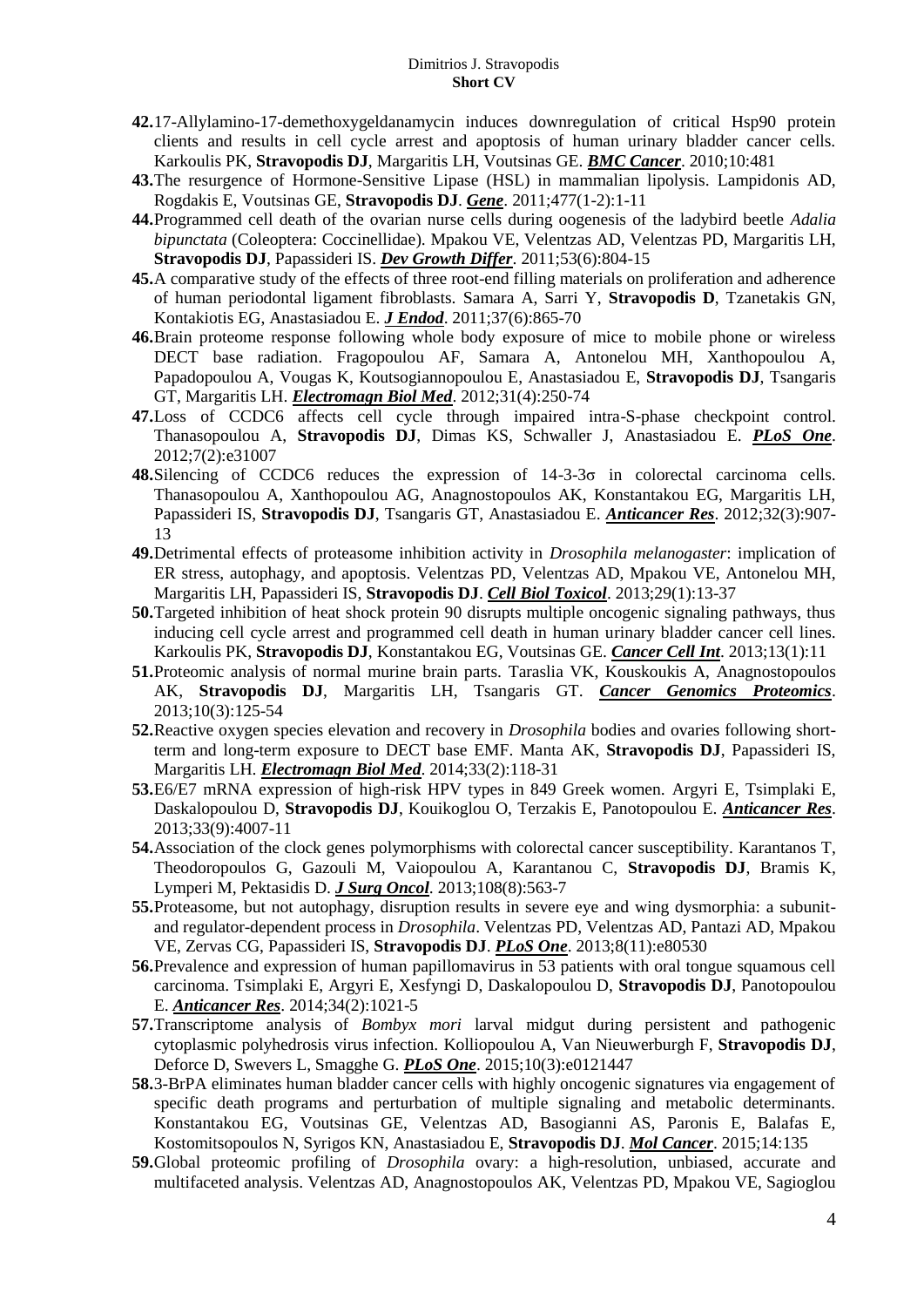**42.** 17-Allylamino-17-demethoxygeldanamycin induces downregulation of critical Hsp90 protein clients and results in cell cycle arrest and apoptosis of human urinary bladder cancer cells. Karkoulis PK, **Stravopodis DJ**, Margaritis LH, Voutsinas GE. ***BMC Cancer***. 2010;10:481

**43.** The resurgence of Hormone-Sensitive Lipase (HSL) in mammalian lipolysis. Lampidonis AD, Rogdakis E, Voutsinas GE, **Stravopodis DJ**. ***Gene***. 2011;477(1-2):1-11

**44.** Programmed cell death of the ovarian nurse cells during oogenesis of the ladybird beetle *Adalia bipunctata* (Coleoptera: Coccinellidae). Mpakou VE, Velentzas AD, Velentzas PD, Margaritis LH, **Stravopodis DJ**, Papassideri IS. ***Dev Growth Differ***. 2011;53(6):804-15

**45.** A comparative study of the effects of three root-end filling materials on proliferation and adherence of human periodontal ligament fibroblasts. Samara A, Sarri Y, **Stravopodis D**, Tzanetakis GN, Kontakiotis EG, Anastasiadou E. ***J Endod***. 2011;37(6):865-70

**46.** Brain proteome response following whole body exposure of mice to mobile phone or wireless DECT base radiation. Fragopoulou AF, Samara A, Antonelou MH, Xanthopoulou A, Papadopoulou A, Vougas K, Koutsogiannopoulou E, Anastasiadou E, **Stravopodis DJ**, Tsangaris GT, Margaritis LH. ***Electromagn Biol Med***. 2012;31(4):250-74

**47.** Loss of CCDC6 affects cell cycle through impaired intra-S-phase checkpoint control. Thanasopoulou A, **Stravopodis DJ**, Dimas KS, Schwaller J, Anastasiadou E. ***PLoS One***. 2012;7(2):e31007

**48.** Silencing of CCDC6 reduces the expression of 14-3-3σ in colorectal carcinoma cells. Thanasopoulou A, Xanthopoulou AG, Anagnostopoulos AK, Konstantakou EG, Margaritis LH, Papassideri IS, **Stravopodis DJ**, Tsangaris GT, Anastasiadou E. ***Anticancer Res***. 2012;32(3):907-13

**49.** Detrimental effects of proteasome inhibition activity in *Drosophila melanogaster*: implication of ER stress, autophagy, and apoptosis. Velentzas PD, Velentzas AD, Mpakou VE, Antonelou MH, Margaritis LH, Papassideri IS, **Stravopodis DJ**. ***Cell Biol Toxicol***. 2013;29(1):13-37

**50.** Targeted inhibition of heat shock protein 90 disrupts multiple oncogenic signaling pathways, thus inducing cell cycle arrest and programmed cell death in human urinary bladder cancer cell lines. Karkoulis PK, **Stravopodis DJ**, Konstantakou EG, Voutsinas GE. ***Cancer Cell Int***. 2013;13(1):11

**51.** Proteomic analysis of normal murine brain parts. Taraslia VK, Kouskoukis A, Anagnostopoulos AK, **Stravopodis DJ**, Margaritis LH, Tsangaris GT. ***Cancer Genomics Proteomics***. 2013;10(3):125-54

**52.** Reactive oxygen species elevation and recovery in *Drosophila* bodies and ovaries following short-term and long-term exposure to DECT base EMF. Manta AK, **Stravopodis DJ**, Papassideri IS, Margaritis LH. ***Electromagn Biol Med***. 2014;33(2):118-31

**53.** E6/E7 mRNA expression of high-risk HPV types in 849 Greek women. Argyri E, Tsimplaki E, Daskalopoulou D, **Stravopodis DJ**, Kouikoglou O, Terzakis E, Panotopoulou E. ***Anticancer Res***. 2013;33(9):4007-11

**54.** Association of the clock genes polymorphisms with colorectal cancer susceptibility. Karantanos T, Theodoropoulos G, Gazouli M, Vaiopoulou A, Karantanou C, **Stravopodis DJ**, Bramis K, Lymperi M, Pektasidis D. ***J Surg Oncol***. 2013;108(8):563-7

**55.** Proteasome, but not autophagy, disruption results in severe eye and wing dysmorphia: a subunit- and regulator-dependent process in *Drosophila*. Velentzas PD, Velentzas AD, Pantazi AD, Mpakou VE, Zervas CG, Papassideri IS, **Stravopodis DJ**. ***PLoS One***. 2013;8(11):e80530

**56.** Prevalence and expression of human papillomavirus in 53 patients with oral tongue squamous cell carcinoma. Tsimplaki E, Argyri E, Xesfyngi D, Daskalopoulou D, **Stravopodis DJ**, Panotopoulou E. ***Anticancer Res***. 2014;34(2):1021-5

**57.** Transcriptome analysis of *Bombyx mori* larval midgut during persistent and pathogenic cytoplasmic polyhedrosis virus infection. Kolliopoulou A, Van Nieuwerburgh F, **Stravopodis DJ**, Deforce D, Swevers L, Smagghe G. ***PLoS One***. 2015;10(3):e0121447

**58.** 3-BrPA eliminates human bladder cancer cells with highly oncogenic signatures via engagement of specific death programs and perturbation of multiple signaling and metabolic determinants. Konstantakou EG, Voutsinas GE, Velentzas AD, Basogianni AS, Paronis E, Balafas E, Kostomitsopoulos N, Syrigos KN, Anastasiadou E, **Stravopodis DJ**. ***Mol Cancer***. 2015;14:135

**59.** Global proteomic profiling of *Drosophila* ovary: a high-resolution, unbiased, accurate and multifaceted analysis. Velentzas AD, Anagnostopoulos AK, Velentzas PD, Mpakou VE, Sagioglou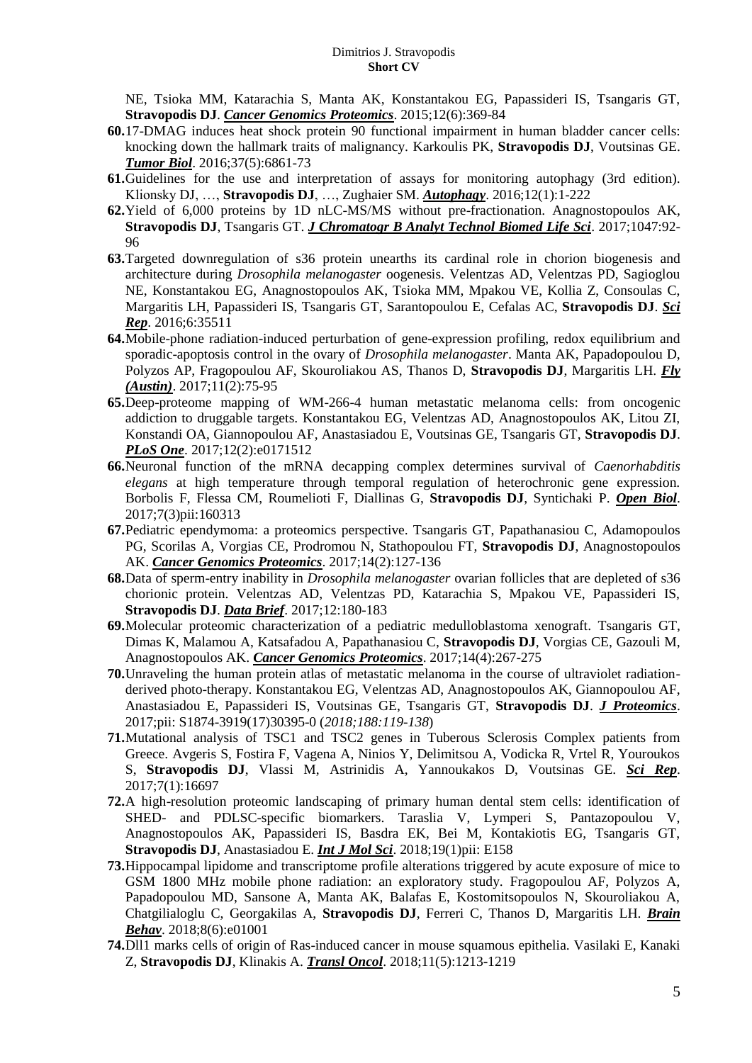NE, Tsioka MM, Katarachia S, Manta AK, Konstantakou EG, Papassideri IS, Tsangaris GT, **Stravopodis DJ**. ***Cancer Genomics Proteomics***. 2015;12(6):369-84

**60.** 17-DMAG induces heat shock protein 90 functional impairment in human bladder cancer cells: knocking down the hallmark traits of malignancy. Karkoulis PK, **Stravopodis DJ**, Voutsinas GE. ***Tumor Biol***. 2016;37(5):6861-73

**61.** Guidelines for the use and interpretation of assays for monitoring autophagy (3rd edition). Klionsky DJ, …, **Stravopodis DJ**, …, Zughaier SM. ***Autophagy***. 2016;12(1):1-222

**62.** Yield of 6,000 proteins by 1D nLC-MS/MS without pre-fractionation. Anagnostopoulos AK, **Stravopodis DJ**, Tsangaris GT. ***J Chromatogr B Analyt Technol Biomed Life Sci***. 2017;1047:92-96

**63.** Targeted downregulation of s36 protein unearths its cardinal role in chorion biogenesis and architecture during *Drosophila melanogaster* oogenesis. Velentzas AD, Velentzas PD, Sagioglou NE, Konstantakou EG, Anagnostopoulos AK, Tsioka MM, Mpakou VE, Kollia Z, Consoulas C, Margaritis LH, Papassideri IS, Tsangaris GT, Sarantopoulou E, Cefalas AC, **Stravopodis DJ**. ***Sci Rep***. 2016;6:35511

**64.** Mobile-phone radiation-induced perturbation of gene-expression profiling, redox equilibrium and sporadic-apoptosis control in the ovary of *Drosophila melanogaster*. Manta AK, Papadopoulou D, Polyzos AP, Fragopoulou AF, Skouroliakou AS, Thanos D, **Stravopodis DJ**, Margaritis LH. ***Fly (Austin)***. 2017;11(2):75-95

**65.** Deep-proteome mapping of WM-266-4 human metastatic melanoma cells: from oncogenic addiction to druggable targets. Konstantakou EG, Velentzas AD, Anagnostopoulos AK, Litou ZI, Konstandi OA, Giannopoulou AF, Anastasiadou E, Voutsinas GE, Tsangaris GT, **Stravopodis DJ**. ***PLoS One***. 2017;12(2):e0171512

**66.** Neuronal function of the mRNA decapping complex determines survival of *Caenorhabditis elegans* at high temperature through temporal regulation of heterochronic gene expression. Borbolis F, Flessa CM, Roumelioti F, Diallinas G, **Stravopodis DJ**, Syntichaki P. ***Open Biol***. 2017;7(3)pii:160313

**67.** Pediatric ependymoma: a proteomics perspective. Tsangaris GT, Papathanasiou C, Adamopoulos PG, Scorilas A, Vorgias CE, Prodromou N, Stathopoulou FT, **Stravopodis DJ**, Anagnostopoulos AK. ***Cancer Genomics Proteomics***. 2017;14(2):127-136

**68.** Data of sperm-entry inability in *Drosophila melanogaster* ovarian follicles that are depleted of s36 chorionic protein. Velentzas AD, Velentzas PD, Katarachia S, Mpakou VE, Papassideri IS, **Stravopodis DJ**. ***Data Brief***. 2017;12:180-183

**69.** Molecular proteomic characterization of a pediatric medulloblastoma xenograft. Tsangaris GT, Dimas K, Malamou A, Katsafadou A, Papathanasiou C, **Stravopodis DJ**, Vorgias CE, Gazouli M, Anagnostopoulos AK. ***Cancer Genomics Proteomics***. 2017;14(4):267-275

**70.** Unraveling the human protein atlas of metastatic melanoma in the course of ultraviolet radiation-derived photo-therapy. Konstantakou EG, Velentzas AD, Anagnostopoulos AK, Giannopoulou AF, Anastasiadou E, Papassideri IS, Voutsinas GE, Tsangaris GT, **Stravopodis DJ**. ***J Proteomics***. 2017;pii: S1874-3919(17)30395-0 (*2018;188:119-138*)

**71.** Mutational analysis of TSC1 and TSC2 genes in Tuberous Sclerosis Complex patients from Greece. Avgeris S, Fostira F, Vagena A, Ninios Y, Delimitsou A, Vodicka R, Vrtel R, Youroukos S, **Stravopodis DJ**, Vlassi M, Astrinidis A, Yannoukakos D, Voutsinas GE. ***Sci Rep***. 2017;7(1):16697

**72.** A high-resolution proteomic landscaping of primary human dental stem cells: identification of SHED- and PDLSC-specific biomarkers. Taraslia V, Lymperi S, Pantazopoulou V, Anagnostopoulos AK, Papassideri IS, Basdra EK, Bei M, Kontakiotis EG, Tsangaris GT, **Stravopodis DJ**, Anastasiadou E. ***Int J Mol Sci***. 2018;19(1)pii: E158

**73.** Hippocampal lipidome and transcriptome profile alterations triggered by acute exposure of mice to GSM 1800 MHz mobile phone radiation: an exploratory study. Fragopoulou AF, Polyzos A, Papadopoulou MD, Sansone A, Manta AK, Balafas E, Kostomitsopoulos N, Skouroliakou A, Chatgilialoglu C, Georgakilas A, **Stravopodis DJ**, Ferreri C, Thanos D, Margaritis LH. ***Brain Behav***. 2018;8(6):e01001

**74.** Dll1 marks cells of origin of Ras-induced cancer in mouse squamous epithelia. Vasilaki E, Kanaki Z, **Stravopodis DJ**, Klinakis A. ***Transl Oncol***. 2018;11(5):1213-1219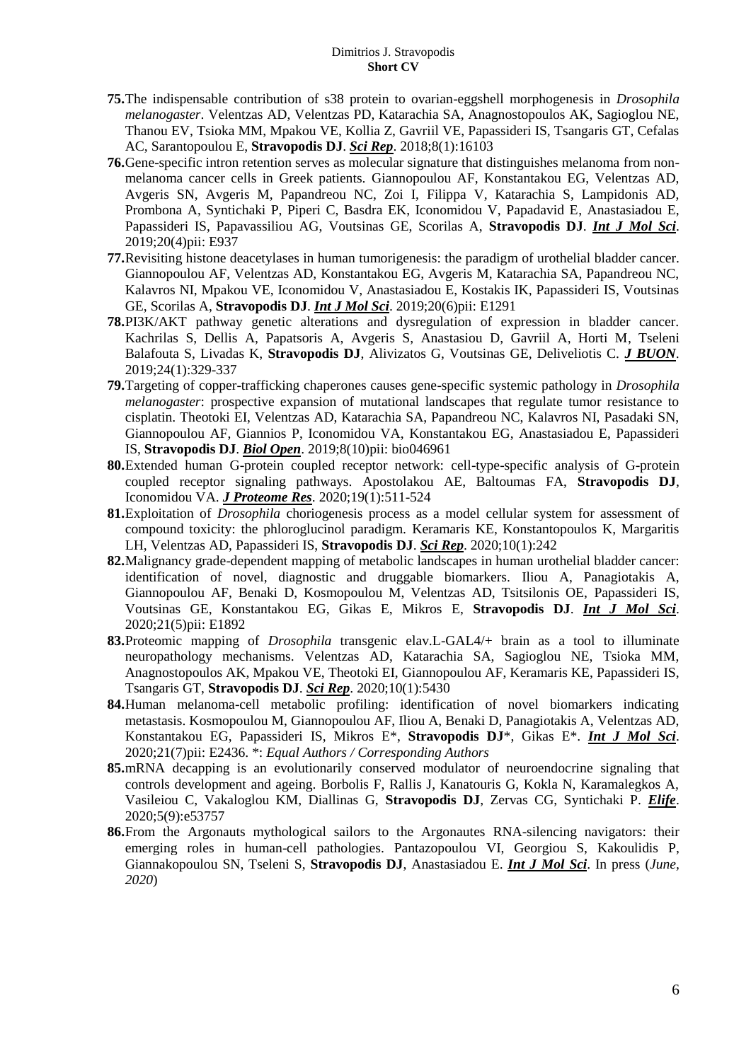**75.** The indispensable contribution of s38 protein to ovarian-eggshell morphogenesis in *Drosophila melanogaster*. Velentzas AD, Velentzas PD, Katarachia SA, Anagnostopoulos AK, Sagioglou NE, Thanou EV, Tsioka MM, Mpakou VE, Kollia Z, Gavriil VE, Papassideri IS, Tsangaris GT, Cefalas AC, Sarantopoulou E, **Stravopodis DJ**. ***Sci Rep***. 2018;8(1):16103

**76.** Gene-specific intron retention serves as molecular signature that distinguishes melanoma from non-melanoma cancer cells in Greek patients. Giannopoulou AF, Konstantakou EG, Velentzas AD, Avgeris SN, Avgeris M, Papandreou NC, Zoi I, Filippa V, Katarachia S, Lampidonis AD, Prombona A, Syntichaki P, Piperi C, Basdra EK, Iconomidou V, Papadavid E, Anastasiadou E, Papassideri IS, Papavassiliou AG, Voutsinas GE, Scorilas A, **Stravopodis DJ**. ***Int J Mol Sci***. 2019;20(4)pii: E937

**77.** Revisiting histone deacetylases in human tumorigenesis: the paradigm of urothelial bladder cancer. Giannopoulou AF, Velentzas AD, Konstantakou EG, Avgeris M, Katarachia SA, Papandreou NC, Kalavros NI, Mpakou VE, Iconomidou V, Anastasiadou E, Kostakis IK, Papassideri IS, Voutsinas GE, Scorilas A, **Stravopodis DJ**. ***Int J Mol Sci***. 2019;20(6)pii: E1291

**78.** PI3K/AKT pathway genetic alterations and dysregulation of expression in bladder cancer. Kachrilas S, Dellis A, Papatsoris A, Avgeris S, Anastasiou D, Gavriil A, Horti M, Tseleni Balafouta S, Livadas K, **Stravopodis DJ**, Alivizatos G, Voutsinas GE, Deliveliotis C. ***J BUON***. 2019;24(1):329-337

**79.** Targeting of copper-trafficking chaperones causes gene-specific systemic pathology in *Drosophila melanogaster*: prospective expansion of mutational landscapes that regulate tumor resistance to cisplatin. Theotoki EI, Velentzas AD, Katarachia SA, Papandreou NC, Kalavros NI, Pasadaki SN, Giannopoulou AF, Giannios P, Iconomidou VA, Konstantakou EG, Anastasiadou E, Papassideri IS, **Stravopodis DJ**. ***Biol Open***. 2019;8(10)pii: bio046961

**80.** Extended human G-protein coupled receptor network: cell-type-specific analysis of G-protein coupled receptor signaling pathways. Apostolakou AE, Baltoumas FA, **Stravopodis DJ**, Iconomidou VA. ***J Proteome Res***. 2020;19(1):511-524

**81.** Exploitation of *Drosophila* choriogenesis process as a model cellular system for assessment of compound toxicity: the phloroglucinol paradigm. Keramaris KE, Konstantopoulos K, Margaritis LH, Velentzas AD, Papassideri IS, **Stravopodis DJ**. ***Sci Rep***. 2020;10(1):242

**82.** Malignancy grade-dependent mapping of metabolic landscapes in human urothelial bladder cancer: identification of novel, diagnostic and druggable biomarkers. Iliou A, Panagiotakis A, Giannopoulou AF, Benaki D, Kosmopoulou M, Velentzas AD, Tsitsilonis OE, Papassideri IS, Voutsinas GE, Konstantakou EG, Gikas E, Mikros E, **Stravopodis DJ**. ***Int J Mol Sci***. 2020;21(5)pii: E1892

**83.** Proteomic mapping of *Drosophila* transgenic elav.L-GAL4/+ brain as a tool to illuminate neuropathology mechanisms. Velentzas AD, Katarachia SA, Sagioglou NE, Tsioka MM, Anagnostopoulos AK, Mpakou VE, Theotoki EI, Giannopoulou AF, Keramaris KE, Papassideri IS, Tsangaris GT, **Stravopodis DJ**. ***Sci Rep***. 2020;10(1):5430

**84.** Human melanoma-cell metabolic profiling: identification of novel biomarkers indicating metastasis. Kosmopoulou M, Giannopoulou AF, Iliou A, Benaki D, Panagiotakis A, Velentzas AD, Konstantakou EG, Papassideri IS, Mikros E*, **Stravopodis DJ***, Gikas E*. ***Int J Mol Sci***. 2020;21(7)pii: E2436. *: *Equal Authors / Corresponding Authors*

**85.** mRNA decapping is an evolutionarily conserved modulator of neuroendocrine signaling that controls development and ageing. Borbolis F, Rallis J, Kanatouris G, Kokla N, Karamalegkos A, Vasileiou C, Vakaloglou KM, Diallinas G, **Stravopodis DJ**, Zervas CG, Syntichaki P. ***Elife***. 2020;5(9):e53757

**86.** From the Argonauts mythological sailors to the Argonautes RNA-silencing navigators: their emerging roles in human-cell pathologies. Pantazopoulou VI, Georgiou S, Kakoulidis P, Giannakopoulou SN, Tseleni S, **Stravopodis DJ**, Anastasiadou E. ***Int J Mol Sci***. In press (*June, 2020*)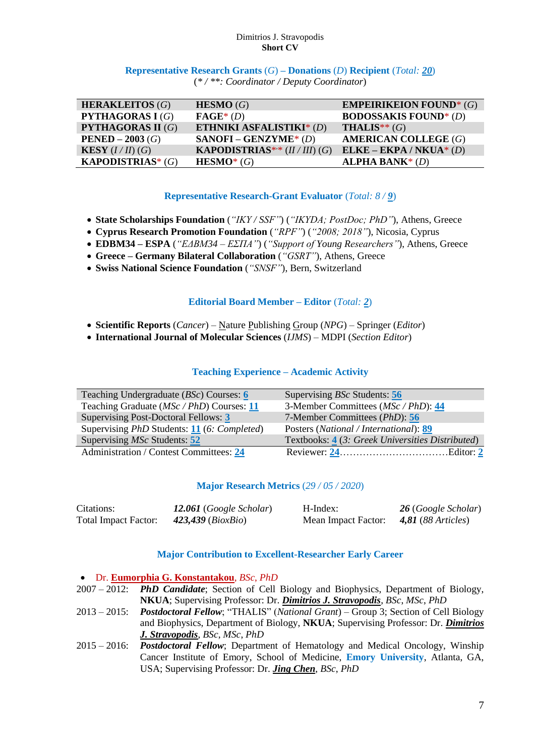Dimitrios J. Stravopodis
**Short CV**

## Representative Research Grants (*G*) – Donations (*D*) Recipient (*Total:* **20**)

(*\* / \*\*: Coordinator / Deputy Coordinator*)

| | | |
|---|---|---|
| **HERAKLEITOS** (*G*) | **HESMO** (*G*) | **EMPEIRIKEION FOUND**\* (*G*) |
| **PYTHAGORAS I** (*G*) | **FAGE**\* (*D*) | **BODOSSAKIS FOUND**\* (*D*) |
| **PYTHAGORAS II** (*G*) | **ETHNIKI ASFALISTIKI**\* (*D*) | **THALIS**\*\* (*G*) |
| **PENED – 2003** (*G*) | **SANOFI – GENZYME**\* (*D*) | **AMERICAN COLLEGE** (*G*) |
| **KESY** (*I / II*) (*G*) | **KAPODISTRIAS**\*,\*\* (*II / III*) (*G*) | **ELKE – EKPA / NKUA**\* (*D*) |
| **KAPODISTRIAS**\* (*G*) | **HESMO**\* (*G*) | **ALPHA BANK**\* (*D*) |

## Representative Research-Grant Evaluator (*Total: 8 /* **9**)

- **State Scholarships Foundation** (*"IKY / SSF"*) (*"IKYDA; PostDoc; PhD"*), Athens, Greece
- **Cyprus Research Promotion Foundation** (*"RPF"*) (*"2008; 2018"*), Nicosia, Cyprus
- **EDBM34 – ESPA** (*"ΕΔΒΜ34 – ΕΣΠΑ"*) (*"Support of Young Researchers"*), Athens, Greece
- **Greece – Germany Bilateral Collaboration** (*"GSRT"*), Athens, Greece
- **Swiss National Science Foundation** (*"SNSF"*), Bern, Switzerland

## Editorial Board Member – Editor (*Total:* **2**)

- **Scientific Reports** (*Cancer*) – Nature Publishing Group (*NPG*) – Springer (*Editor*)
- **International Journal of Molecular Sciences** (*IJMS*) – MDPI (*Section Editor*)

## Teaching Experience – Academic Activity

| | |
|---|---|
| Teaching Undergraduate (*BSc*) Courses: **6** | Supervising *BSc* Students: **56** |
| Teaching Graduate (*MSc / PhD*) Courses: **11** | 3-Member Committees (*MSc / PhD*): **44** |
| Supervising Post-Doctoral Fellows: **3** | 7-Member Committees (*PhD*): **56** |
| Supervising *PhD* Students: **11** (*6: Completed*) | Posters (*National / International*): **89** |
| Supervising *MSc* Students: **52** | Textbooks: **4** (*3: Greek Universities Distributed*) |
| Administration / Contest Committees: **24** | Reviewer: **24**................................Editor: **2** |

## Major Research Metrics (*29 / 05 / 2020*)

| | | | |
|---|---|---|---|
| Citations: | ***12.061*** (*Google Scholar*) | H-Index: | ***26*** (*Google Scholar*) |
| Total Impact Factor: | ***423,439*** (*BioxBio*) | Mean Impact Factor: | ***4,81*** (*88 Articles*) |

## Major Contribution to Excellent-Researcher Early Career

- Dr. **Eumorphia G. Konstantakou**, *BSc*, *PhD*

2007 – 2012: ***PhD Candidate***; Section of Cell Biology and Biophysics, Department of Biology, **NKUA**; Supervising Professor: Dr. ***Dimitrios J. Stravopodis***, *BSc*, *MSc*, *PhD*

2013 – 2015: ***Postdoctoral Fellow***; "THALIS" (*National Grant*) – Group 3; Section of Cell Biology and Biophysics, Department of Biology, **NKUA**; Supervising Professor: Dr. ***Dimitrios J. Stravopodis***, *BSc*, *MSc*, *PhD*

2015 – 2016: ***Postdoctoral Fellow***; Department of Hematology and Medical Oncology, Winship Cancer Institute of Emory, School of Medicine, **Emory University**, Atlanta, GA, USA; Supervising Professor: Dr. ***Jing Chen***, *BSc*, *PhD*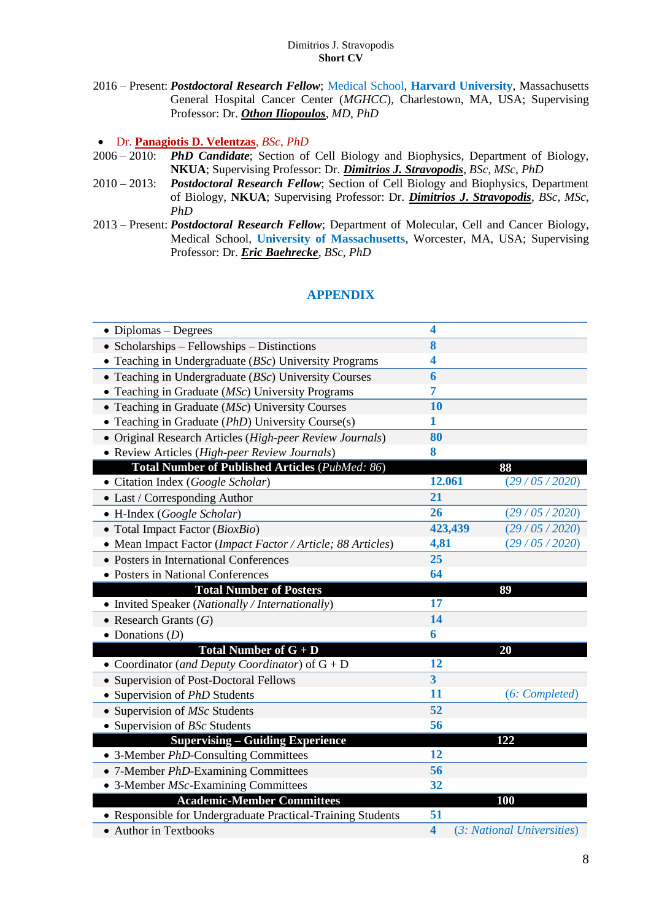2016 – Present: ***Postdoctoral Research Fellow***; Medical School, **Harvard University**, Massachusetts General Hospital Cancer Center (*MGHCC*), Charlestown, MA, USA; Supervising Professor: Dr. ***Othon Iliopoulos***, *MD*, *PhD*

- Dr. **Panagiotis D. Velentzas**, *BSc*, *PhD*

2006 – 2010: ***PhD Candidate***; Section of Cell Biology and Biophysics, Department of Biology, **NKUA**; Supervising Professor: Dr. ***Dimitrios J. Stravopodis***, *BSc*, *MSc*, *PhD*

2010 – 2013: ***Postdoctoral Research Fellow***; Section of Cell Biology and Biophysics, Department of Biology, **NKUA**; Supervising Professor: Dr. ***Dimitrios J. Stravopodis***, *BSc*, *MSc*, *PhD*

2013 – Present: ***Postdoctoral Research Fellow***; Department of Molecular, Cell and Cancer Biology, Medical School, **University of Massachusetts**, Worcester, MA, USA; Supervising Professor: Dr. ***Eric Baehrecke***, *BSc*, *PhD*

## APPENDIX

| | | |
|---|---|---|
| • Diplomas – Degrees | **4** | |
| • Scholarships – Fellowships – Distinctions | **8** | |
| • Teaching in Undergraduate (*BSc*) University Programs | **4** | |
| • Teaching in Undergraduate (*BSc*) University Courses | **6** | |
| • Teaching in Graduate (*MSc*) University Programs | **7** | |
| • Teaching in Graduate (*MSc*) University Courses | **10** | |
| • Teaching in Graduate (*PhD*) University Course(s) | **1** | |
| • Original Research Articles (*High-peer Review Journals*) | **80** | |
| • Review Articles (*High-peer Review Journals*) | **8** | |
| **Total Number of Published Articles** (*PubMed: 86*) | | **88** |
| • Citation Index (*Google Scholar*) | **12.061** | *(29 / 05 / 2020)* |
| • Last / Corresponding Author | **21** | |
| • H-Index (*Google Scholar*) | **26** | *(29 / 05 / 2020)* |
| • Total Impact Factor (*BioxBio*) | **423,439** | *(29 / 05 / 2020)* |
| • Mean Impact Factor (*Impact Factor / Article; 88 Articles*) | **4,81** | *(29 / 05 / 2020)* |
| • Posters in International Conferences | **25** | |
| • Posters in National Conferences | **64** | |
| **Total Number of Posters** | | **89** |
| • Invited Speaker (*Nationally / Internationally*) | **17** | |
| • Research Grants (*G*) | **14** | |
| • Donations (*D*) | **6** | |
| **Total Number of G + D** | | **20** |
| • Coordinator (*and Deputy Coordinator*) of G + D | **12** | |
| • Supervision of Post-Doctoral Fellows | **3** | |
| • Supervision of *PhD* Students | **11** | *(6: Completed)* |
| • Supervision of *MSc* Students | **52** | |
| • Supervision of *BSc* Students | **56** | |
| **Supervising – Guiding Experience** | | **122** |
| • 3-Member *PhD*-Consulting Committees | **12** | |
| • 7-Member *PhD*-Examining Committees | **56** | |
| • 3-Member *MSc*-Examining Committees | **32** | |
| **Academic-Member Committees** | | **100** |
| • Responsible for Undergraduate Practical-Training Students | **51** | |
| • Author in Textbooks | **4** | *(3: National Universities)* |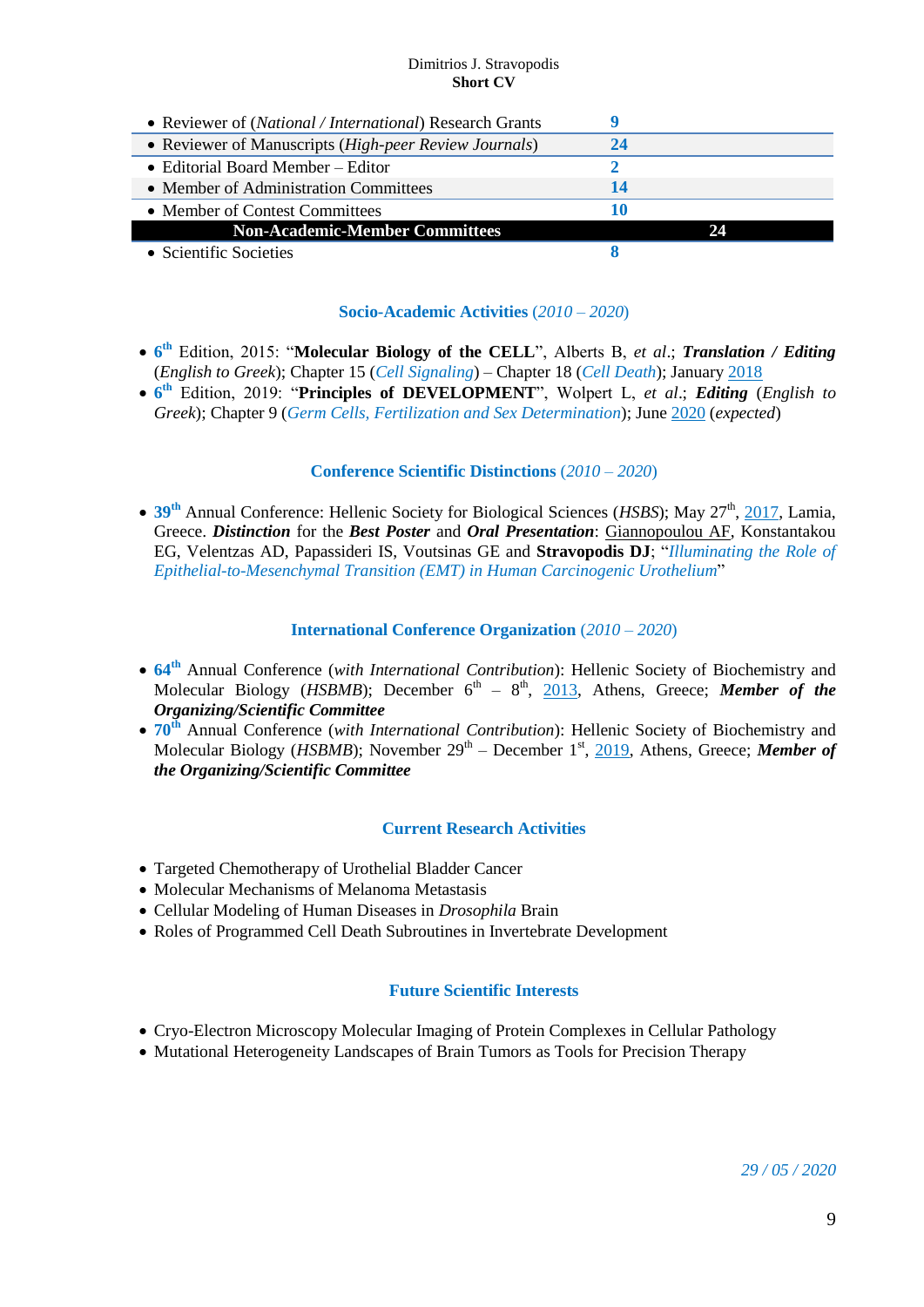| | |
|---|---|
| • Reviewer of (*National / International*) Research Grants | **9** |
| • Reviewer of Manuscripts (*High-peer Review Journals*) | **24** |
| • Editorial Board Member – Editor | **2** |
| • Member of Administration Committees | **14** |
| • Member of Contest Committees | **10** |
| **Non-Academic-Member Committees** | **24** |
| • Scientific Societies | **8** |

### Socio-Academic Activities (*2010 – 2020*)

- **6th** Edition, 2015: "**Molecular Biology of the CELL**", Alberts B, *et al*.; ***Translation / Editing*** (*English to Greek*); Chapter 15 (*Cell Signaling*) – Chapter 18 (*Cell Death*); January 2018
- **6th** Edition, 2019: "**Principles of DEVELOPMENT**", Wolpert L, *et al*.; ***Editing*** (*English to Greek*); Chapter 9 (*Germ Cells, Fertilization and Sex Determination*); June 2020 (*expected*)

### Conference Scientific Distinctions (*2010 – 2020*)

- **39th** Annual Conference: Hellenic Society for Biological Sciences (*HSBS*); May 27th, 2017, Lamia, Greece. ***Distinction*** for the ***Best Poster*** and ***Oral Presentation***: Giannopoulou AF, Konstantakou EG, Velentzas AD, Papassideri IS, Voutsinas GE and **Stravopodis DJ**; "*Illuminating the Role of Epithelial-to-Mesenchymal Transition (EMT) in Human Carcinogenic Urothelium*"

### International Conference Organization (*2010 – 2020*)

- **64th** Annual Conference (*with International Contribution*): Hellenic Society of Biochemistry and Molecular Biology (*HSBMB*); December 6th – 8th, 2013, Athens, Greece; ***Member of the Organizing/Scientific Committee***
- **70th** Annual Conference (*with International Contribution*): Hellenic Society of Biochemistry and Molecular Biology (*HSBMB*); November 29th – December 1st, 2019, Athens, Greece; ***Member of the Organizing/Scientific Committee***

### Current Research Activities

- Targeted Chemotherapy of Urothelial Bladder Cancer
- Molecular Mechanisms of Melanoma Metastasis
- Cellular Modeling of Human Diseases in *Drosophila* Brain
- Roles of Programmed Cell Death Subroutines in Invertebrate Development

### Future Scientific Interests

- Cryo-Electron Microscopy Molecular Imaging of Protein Complexes in Cellular Pathology
- Mutational Heterogeneity Landscapes of Brain Tumors as Tools for Precision Therapy

*29 / 05 / 2020*